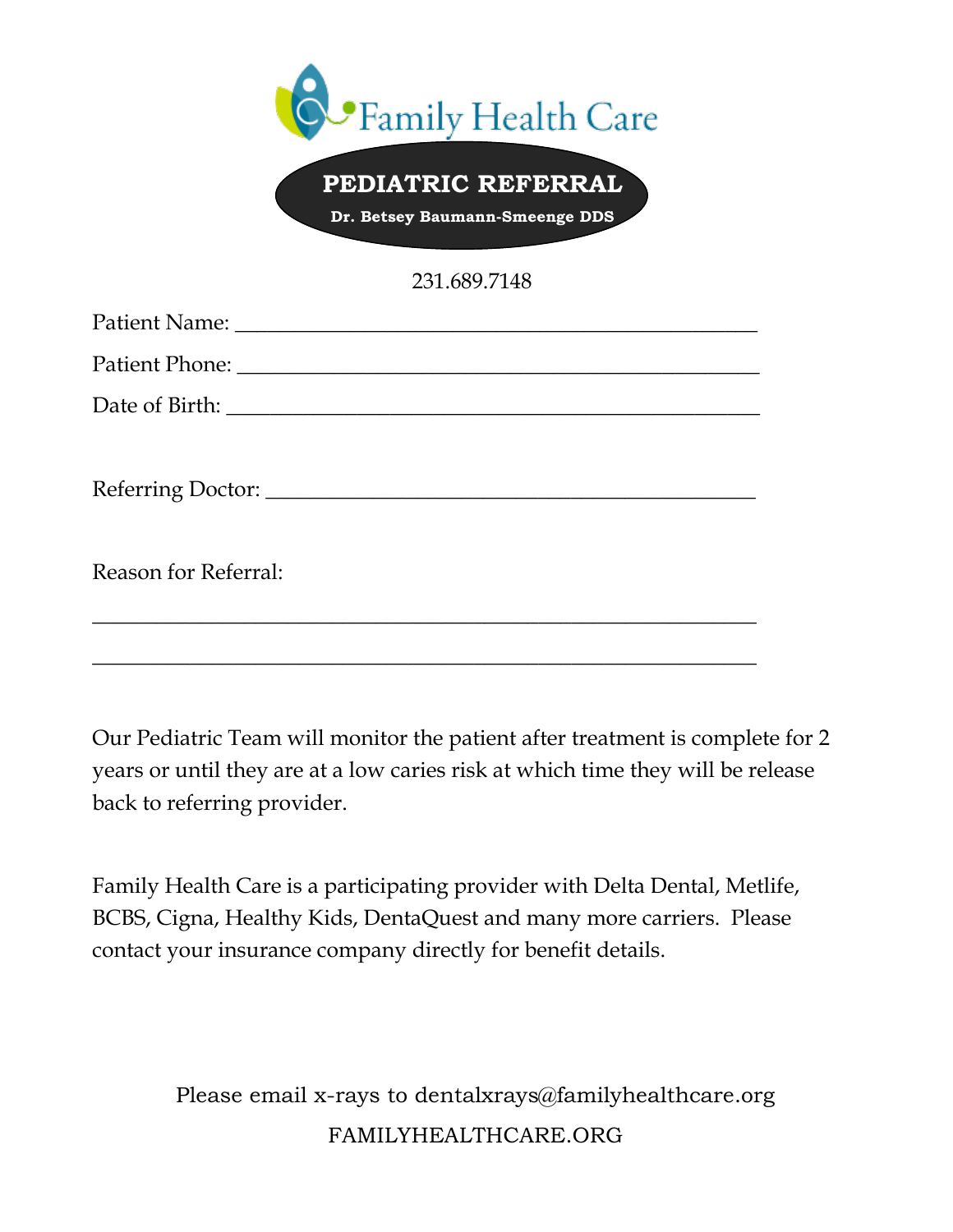Family Health Care

# PEDIATRIC REFERRAL

**Dr. Betsey Baumann-Smeenge DDS**

231.689.7148

Patient Name: ______________________________________________

Patient Phone: ______________________________________________

Date of Birth: _______________________________________________

Referring Doctor: ____________________________________________

Reason for Referral:

____________________________________________________________

____________________________________________________________

Our Pediatric Team will monitor the patient after treatment is complete for 2 years or until they are at a low caries risk at which time they will be release back to referring provider.

Family Health Care is a participating provider with Delta Dental, Metlife, BCBS, Cigna, Healthy Kids, DentaQuest and many more carriers. Please contact your insurance company directly for benefit details.

Please email x-rays to dentalxrays@familyhealthcare.org

FAMILYHEALTHCARE.ORG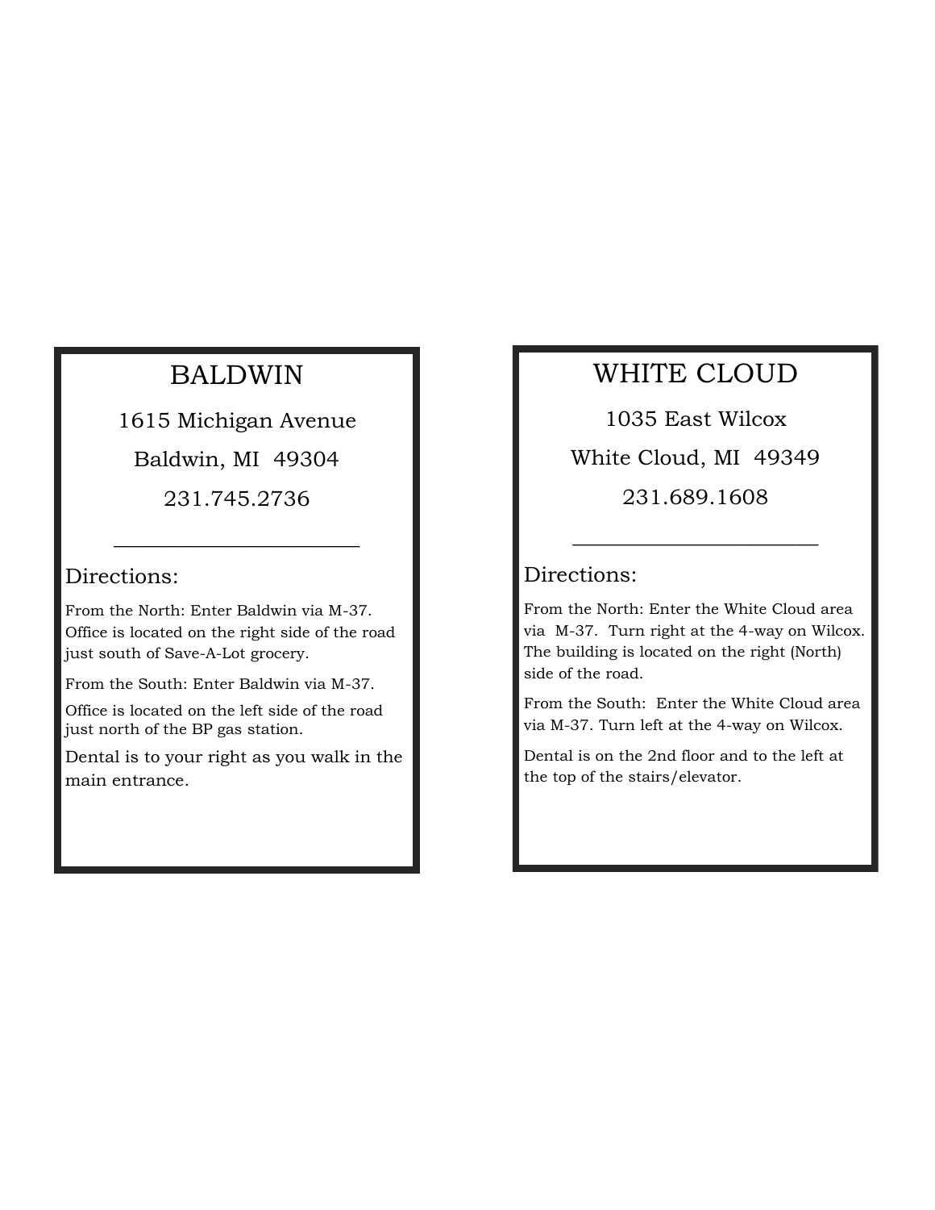## BALDWIN

1615 Michigan Avenue

Baldwin, MI 49304

231.745.2736

---

Directions:

From the North: Enter Baldwin via M-37. Office is located on the right side of the road just south of Save-A-Lot grocery.

From the South: Enter Baldwin via M-37.

Office is located on the left side of the road just north of the BP gas station.

Dental is to your right as you walk in the main entrance.

## WHITE CLOUD

1035 East Wilcox

White Cloud, MI 49349

231.689.1608

---

Directions:

From the North: Enter the White Cloud area via M-37. Turn right at the 4-way on Wilcox. The building is located on the right (North) side of the road.

From the South: Enter the White Cloud area via M-37. Turn left at the 4-way on Wilcox.

Dental is on the 2nd floor and to the left at the top of the stairs/elevator.